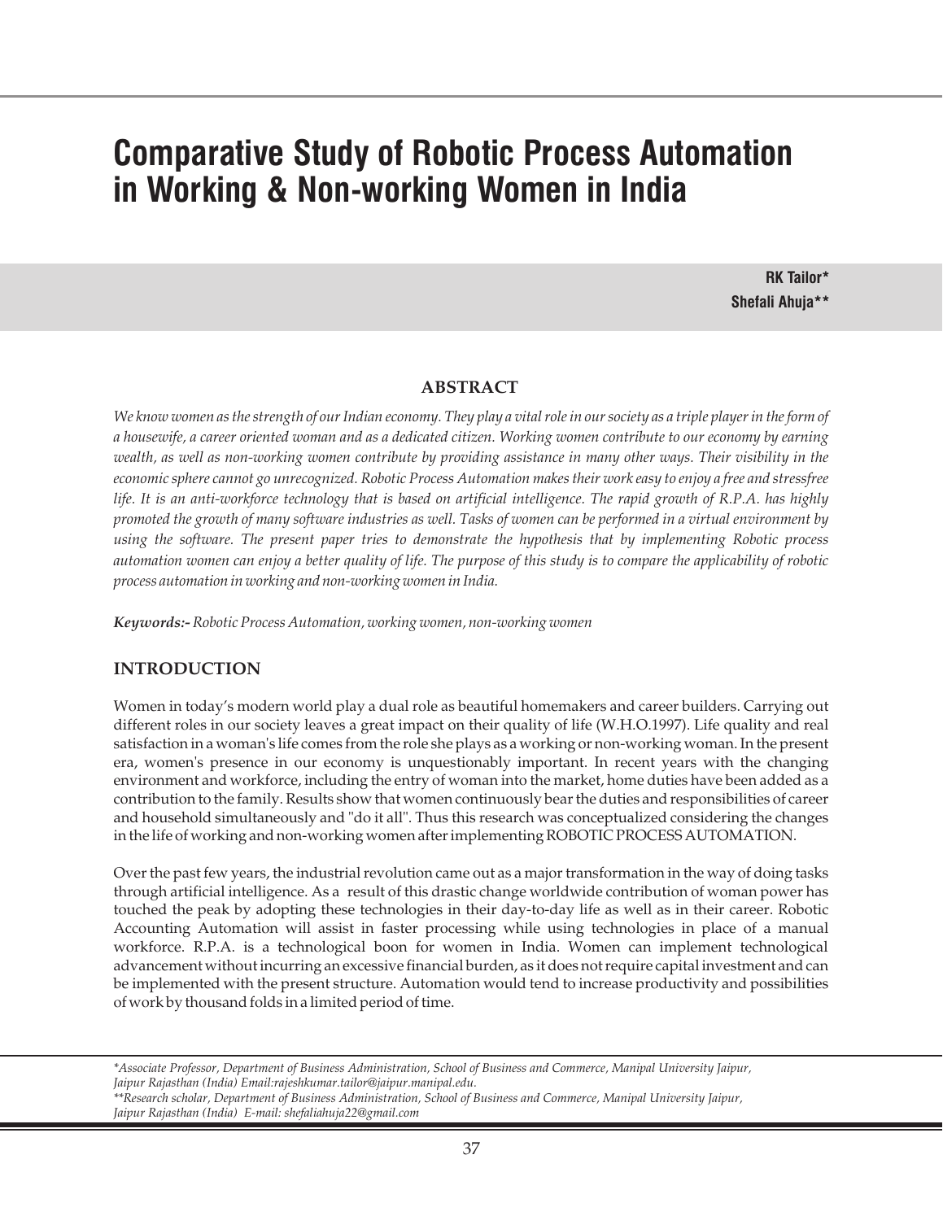# Comparative Study of Robotic Process Automation in Working & Non-working Women in India

**RK Tailor\***
**Shefali Ahuja\*\***

## ABSTRACT

*We know women as the strength of our Indian economy. They play a vital role in our society as a triple player in the form of a housewife, a career oriented woman and as a dedicated citizen. Working women contribute to our economy by earning wealth, as well as non-working women contribute by providing assistance in many other ways. Their visibility in the economic sphere cannot go unrecognized. Robotic Process Automation makes their work easy to enjoy a free and stressfree life. It is an anti-workforce technology that is based on artificial intelligence. The rapid growth of R.P.A. has highly promoted the growth of many software industries as well. Tasks of women can be performed in a virtual environment by using the software. The present paper tries to demonstrate the hypothesis that by implementing Robotic process automation women can enjoy a better quality of life. The purpose of this study is to compare the applicability of robotic process automation in working and non-working women in India.*

***Keywords:-*** *Robotic Process Automation, working women, non-working women*

## INTRODUCTION

Women in today's modern world play a dual role as beautiful homemakers and career builders. Carrying out different roles in our society leaves a great impact on their quality of life (W.H.O.1997). Life quality and real satisfaction in a woman's life comes from the role she plays as a working or non-working woman. In the present era, women's presence in our economy is unquestionably important. In recent years with the changing environment and workforce, including the entry of woman into the market, home duties have been added as a contribution to the family. Results show that women continuously bear the duties and responsibilities of career and household simultaneously and "do it all". Thus this research was conceptualized considering the changes in the life of working and non-working women after implementing ROBOTIC PROCESS AUTOMATION.

Over the past few years, the industrial revolution came out as a major transformation in the way of doing tasks through artificial intelligence. As a result of this drastic change worldwide contribution of woman power has touched the peak by adopting these technologies in their day-to-day life as well as in their career. Robotic Accounting Automation will assist in faster processing while using technologies in place of a manual workforce. R.P.A. is a technological boon for women in India. Women can implement technological advancement without incurring an excessive financial burden, as it does not require capital investment and can be implemented with the present structure. Automation would tend to increase productivity and possibilities of work by thousand folds in a limited period of time.

---

*\*Associate Professor, Department of Business Administration, School of Business and Commerce, Manipal University Jaipur, Jaipur Rajasthan (India) Email:rajeshkumar.tailor@jaipur.manipal.edu.*
*\*\*Research scholar, Department of Business Administration, School of Business and Commerce, Manipal University Jaipur, Jaipur Rajasthan (India) E-mail: shefaliahuja22@gmail.com*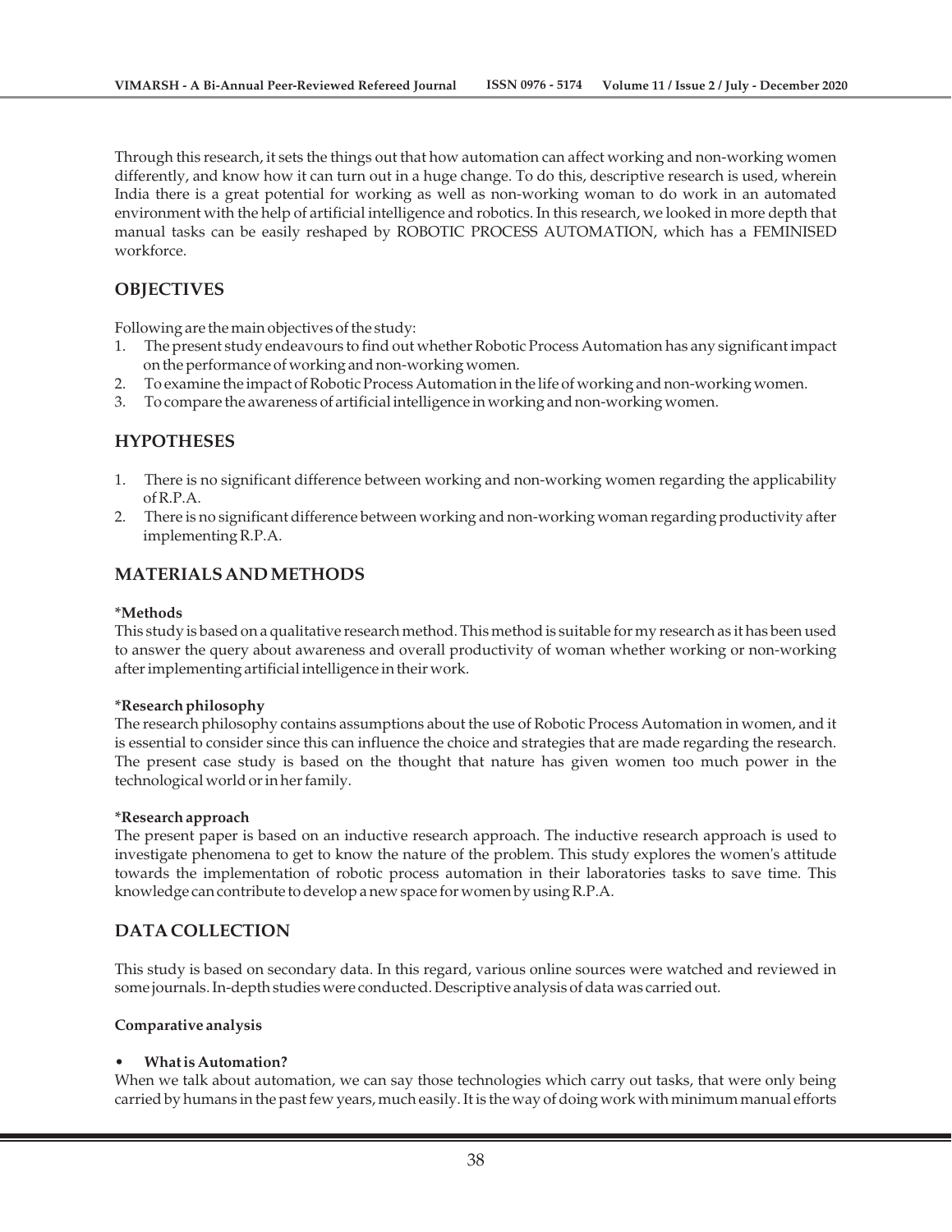Through this research, it sets the things out that how automation can affect working and non-working women differently, and know how it can turn out in a huge change. To do this, descriptive research is used, wherein India there is a great potential for working as well as non-working woman to do work in an automated environment with the help of artificial intelligence and robotics. In this research, we looked in more depth that manual tasks can be easily reshaped by ROBOTIC PROCESS AUTOMATION, which has a FEMINISED workforce.

## OBJECTIVES

Following are the main objectives of the study:

1. The present study endeavours to find out whether Robotic Process Automation has any significant impact on the performance of working and non-working women.
2. To examine the impact of Robotic Process Automation in the life of working and non-working women.
3. To compare the awareness of artificial intelligence in working and non-working women.

## HYPOTHESES

1. There is no significant difference between working and non-working women regarding the applicability of R.P.A.
2. There is no significant difference between working and non-working woman regarding productivity after implementing R.P.A.

## MATERIALS AND METHODS

**\*Methods**

This study is based on a qualitative research method. This method is suitable for my research as it has been used to answer the query about awareness and overall productivity of woman whether working or non-working after implementing artificial intelligence in their work.

**\*Research philosophy**

The research philosophy contains assumptions about the use of Robotic Process Automation in women, and it is essential to consider since this can influence the choice and strategies that are made regarding the research. The present case study is based on the thought that nature has given women too much power in the technological world or in her family.

**\*Research approach**

The present paper is based on an inductive research approach. The inductive research approach is used to investigate phenomena to get to know the nature of the problem. This study explores the women's attitude towards the implementation of robotic process automation in their laboratories tasks to save time. This knowledge can contribute to develop a new space for women by using R.P.A.

## DATA COLLECTION

This study is based on secondary data. In this regard, various online sources were watched and reviewed in some journals. In-depth studies were conducted. Descriptive analysis of data was carried out.

**Comparative analysis**

- **What is Automation?**

When we talk about automation, we can say those technologies which carry out tasks, that were only being carried by humans in the past few years, much easily. It is the way of doing work with minimum manual efforts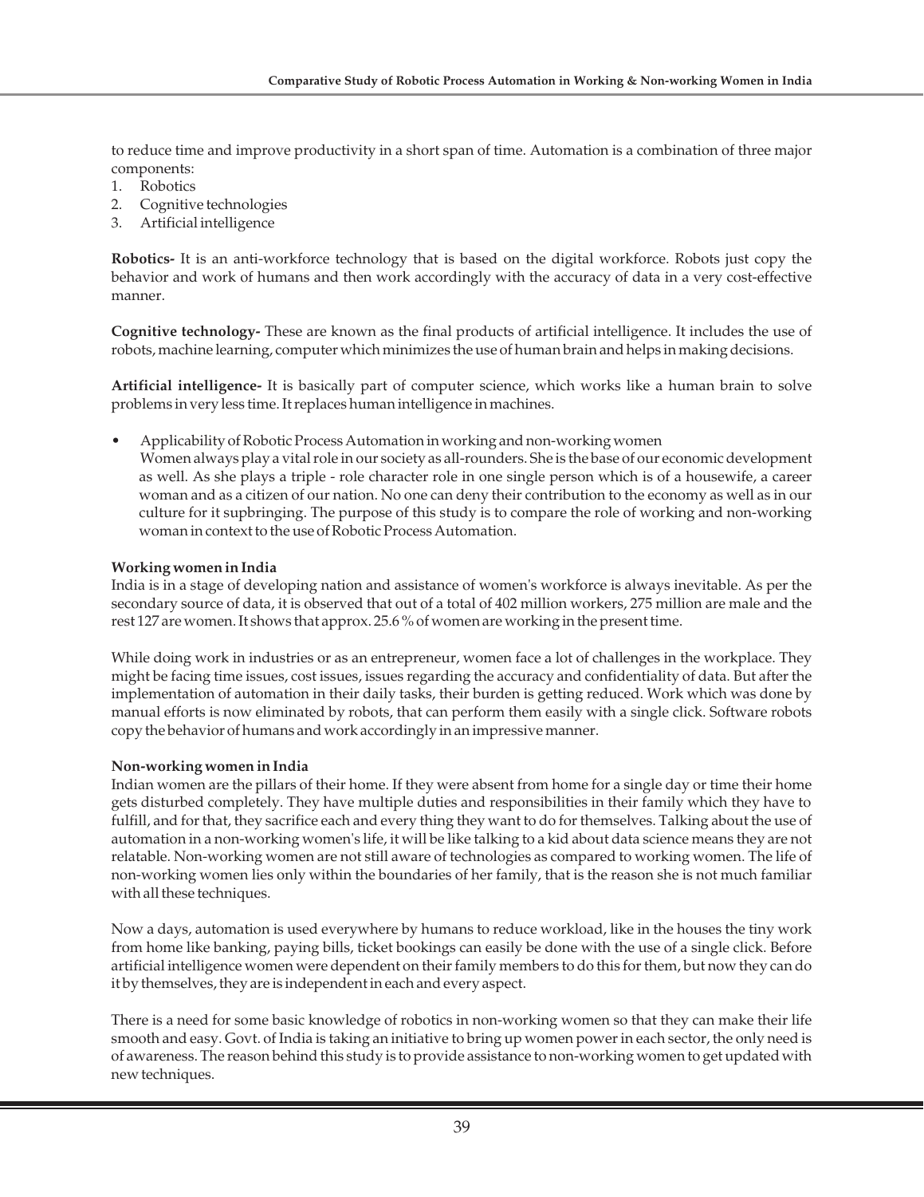to reduce time and improve productivity in a short span of time. Automation is a combination of three major components:

1. Robotics
2. Cognitive technologies
3. Artificial intelligence

**Robotics-** It is an anti-workforce technology that is based on the digital workforce. Robots just copy the behavior and work of humans and then work accordingly with the accuracy of data in a very cost-effective manner.

**Cognitive technology-** These are known as the final products of artificial intelligence. It includes the use of robots, machine learning, computer which minimizes the use of human brain and helps in making decisions.

**Artificial intelligence-** It is basically part of computer science, which works like a human brain to solve problems in very less time. It replaces human intelligence in machines.

- Applicability of Robotic Process Automation in working and non-working women
  Women always play a vital role in our society as all-rounders. She is the base of our economic development as well. As she plays a triple - role character role in one single person which is of a housewife, a career woman and as a citizen of our nation. No one can deny their contribution to the economy as well as in our culture for it supbringing. The purpose of this study is to compare the role of working and non-working woman in context to the use of Robotic Process Automation.

**Working women in India**

India is in a stage of developing nation and assistance of women's workforce is always inevitable. As per the secondary source of data, it is observed that out of a total of 402 million workers, 275 million are male and the rest 127 are women. It shows that approx. 25.6 % of women are working in the present time.

While doing work in industries or as an entrepreneur, women face a lot of challenges in the workplace. They might be facing time issues, cost issues, issues regarding the accuracy and confidentiality of data. But after the implementation of automation in their daily tasks, their burden is getting reduced. Work which was done by manual efforts is now eliminated by robots, that can perform them easily with a single click. Software robots copy the behavior of humans and work accordingly in an impressive manner.

**Non-working women in India**

Indian women are the pillars of their home. If they were absent from home for a single day or time their home gets disturbed completely. They have multiple duties and responsibilities in their family which they have to fulfill, and for that, they sacrifice each and every thing they want to do for themselves. Talking about the use of automation in a non-working women's life, it will be like talking to a kid about data science means they are not relatable. Non-working women are not still aware of technologies as compared to working women. The life of non-working women lies only within the boundaries of her family, that is the reason she is not much familiar with all these techniques.

Now a days, automation is used everywhere by humans to reduce workload, like in the houses the tiny work from home like banking, paying bills, ticket bookings can easily be done with the use of a single click. Before artificial intelligence women were dependent on their family members to do this for them, but now they can do it by themselves, they are is independent in each and every aspect.

There is a need for some basic knowledge of robotics in non-working women so that they can make their life smooth and easy. Govt. of India is taking an initiative to bring up women power in each sector, the only need is of awareness. The reason behind this study is to provide assistance to non-working women to get updated with new techniques.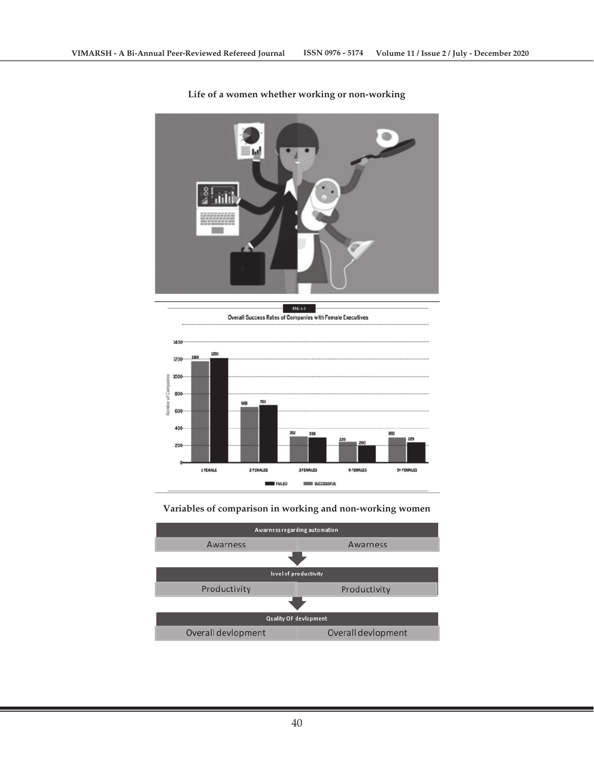**Life of a women whether working or non-working**

FIG 4-1

Overall Success Rates of Companies with Female Executives

**Variables of comparison in working and non-working women**

| Awarness regarding automation | |
|---|---|
| Awarness | Awarness |

| level of productivity | |
|---|---|
| Productivity | Productivity |

| Quality OF devlopment | |
|---|---|
| Overall devlopment | Overall devlopment |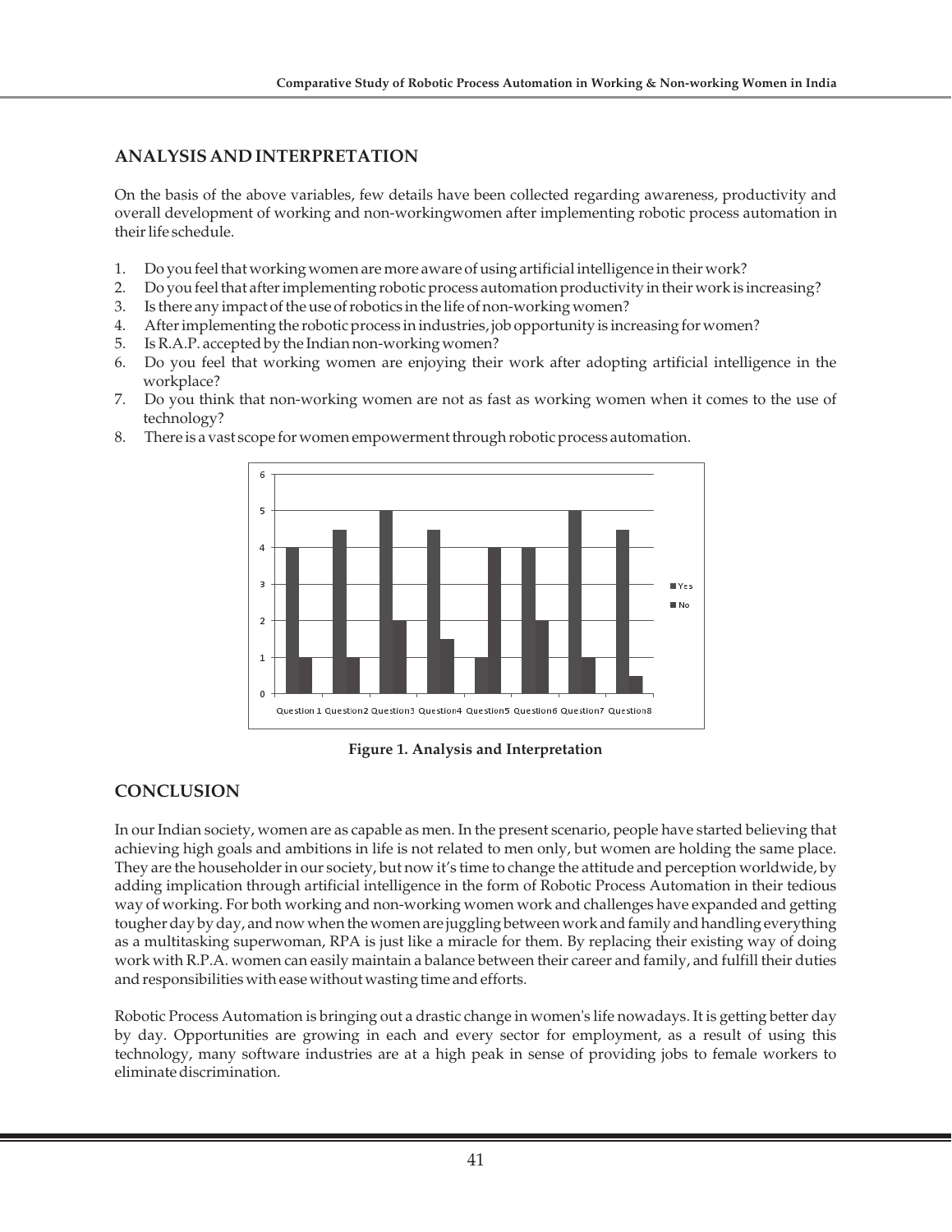## ANALYSIS AND INTERPRETATION

On the basis of the above variables, few details have been collected regarding awareness, productivity and overall development of working and non-workingwomen after implementing robotic process automation in their life schedule.

1. Do you feel that working women are more aware of using artificial intelligence in their work?
2. Do you feel that after implementing robotic process automation productivity in their work is increasing?
3. Is there any impact of the use of robotics in the life of non-working women?
4. After implementing the robotic process in industries, job opportunity is increasing for women?
5. Is R.A.P. accepted by the Indian non-working women?
6. Do you feel that working women are enjoying their work after adopting artificial intelligence in the workplace?
7. Do you think that non-working women are not as fast as working women when it comes to the use of technology?
8. There is a vast scope for women empowerment through robotic process automation.

**Figure 1. Analysis and Interpretation**

## CONCLUSION

In our Indian society, women are as capable as men. In the present scenario, people have started believing that achieving high goals and ambitions in life is not related to men only, but women are holding the same place. They are the householder in our society, but now it's time to change the attitude and perception worldwide, by adding implication through artificial intelligence in the form of Robotic Process Automation in their tedious way of working. For both working and non-working women work and challenges have expanded and getting tougher day by day, and now when the women are juggling between work and family and handling everything as a multitasking superwoman, RPA is just like a miracle for them. By replacing their existing way of doing work with R.P.A. women can easily maintain a balance between their career and family, and fulfill their duties and responsibilities with ease without wasting time and efforts.

Robotic Process Automation is bringing out a drastic change in women's life nowadays. It is getting better day by day. Opportunities are growing in each and every sector for employment, as a result of using this technology, many software industries are at a high peak in sense of providing jobs to female workers to eliminate discrimination.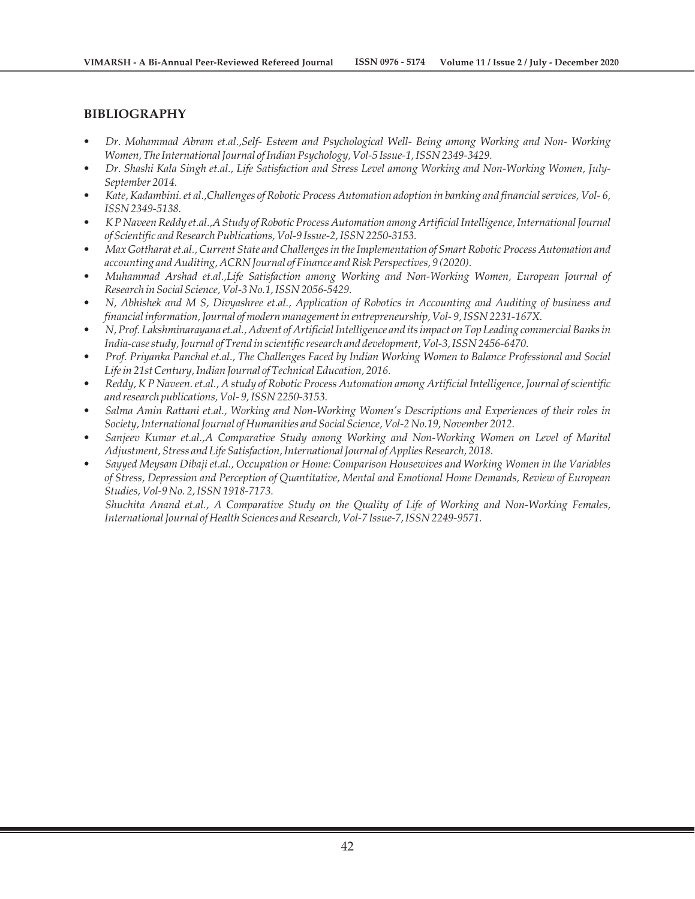## BIBLIOGRAPHY

- *Dr. Mohammad Abram et.al.,Self- Esteem and Psychological Well- Being among Working and Non- Working Women, The International Journal of Indian Psychology, Vol-5 Issue-1, ISSN 2349-3429.*
- *Dr. Shashi Kala Singh et.al., Life Satisfaction and Stress Level among Working and Non-Working Women, July-September 2014.*
- *Kate, Kadambini. et al.,Challenges of Robotic Process Automation adoption in banking and financial services, Vol- 6, ISSN 2349-5138.*
- *K P Naveen Reddy et.al.,A Study of Robotic Process Automation among Artificial Intelligence, International Journal of Scientific and Research Publications, Vol-9 Issue-2, ISSN 2250-3153.*
- *Max Gottharat et.al., Current State and Challenges in the Implementation of Smart Robotic Process Automation and accounting and Auditing, ACRN Journal of Finance and Risk Perspectives, 9 (2020).*
- *Muhammad Arshad et.al.,Life Satisfaction among Working and Non-Working Women, European Journal of Research in Social Science, Vol-3 No.1, ISSN 2056-5429.*
- *N, Abhishek and M S, Divyashree et.al., Application of Robotics in Accounting and Auditing of business and financial information, Journal of modern management in entrepreneurship, Vol- 9, ISSN 2231-167X.*
- *N, Prof. Lakshminarayana et.al., Advent of Artificial Intelligence and its impact on Top Leading commercial Banks in India-case study, Journal of Trend in scientific research and development, Vol-3, ISSN 2456-6470.*
- *Prof. Priyanka Panchal et.al., The Challenges Faced by Indian Working Women to Balance Professional and Social Life in 21st Century, Indian Journal of Technical Education, 2016.*
- *Reddy, K P Naveen. et.al., A study of Robotic Process Automation among Artificial Intelligence, Journal of scientific and research publications, Vol- 9, ISSN 2250-3153.*
- *Salma Amin Rattani et.al., Working and Non-Working Women's Descriptions and Experiences of their roles in Society, International Journal of Humanities and Social Science, Vol-2 No.19, November 2012.*
- *Sanjeev Kumar et.al.,A Comparative Study among Working and Non-Working Women on Level of Marital Adjustment, Stress and Life Satisfaction, International Journal of Applies Research, 2018.*
- *Sayyed Meysam Dibaji et.al., Occupation or Home: Comparison Housewives and Working Women in the Variables of Stress, Depression and Perception of Quantitative, Mental and Emotional Home Demands, Review of European Studies, Vol-9 No. 2, ISSN 1918-7173.*

  *Shuchita Anand et.al., A Comparative Study on the Quality of Life of Working and Non-Working Females, International Journal of Health Sciences and Research, Vol-7 Issue-7, ISSN 2249-9571.*